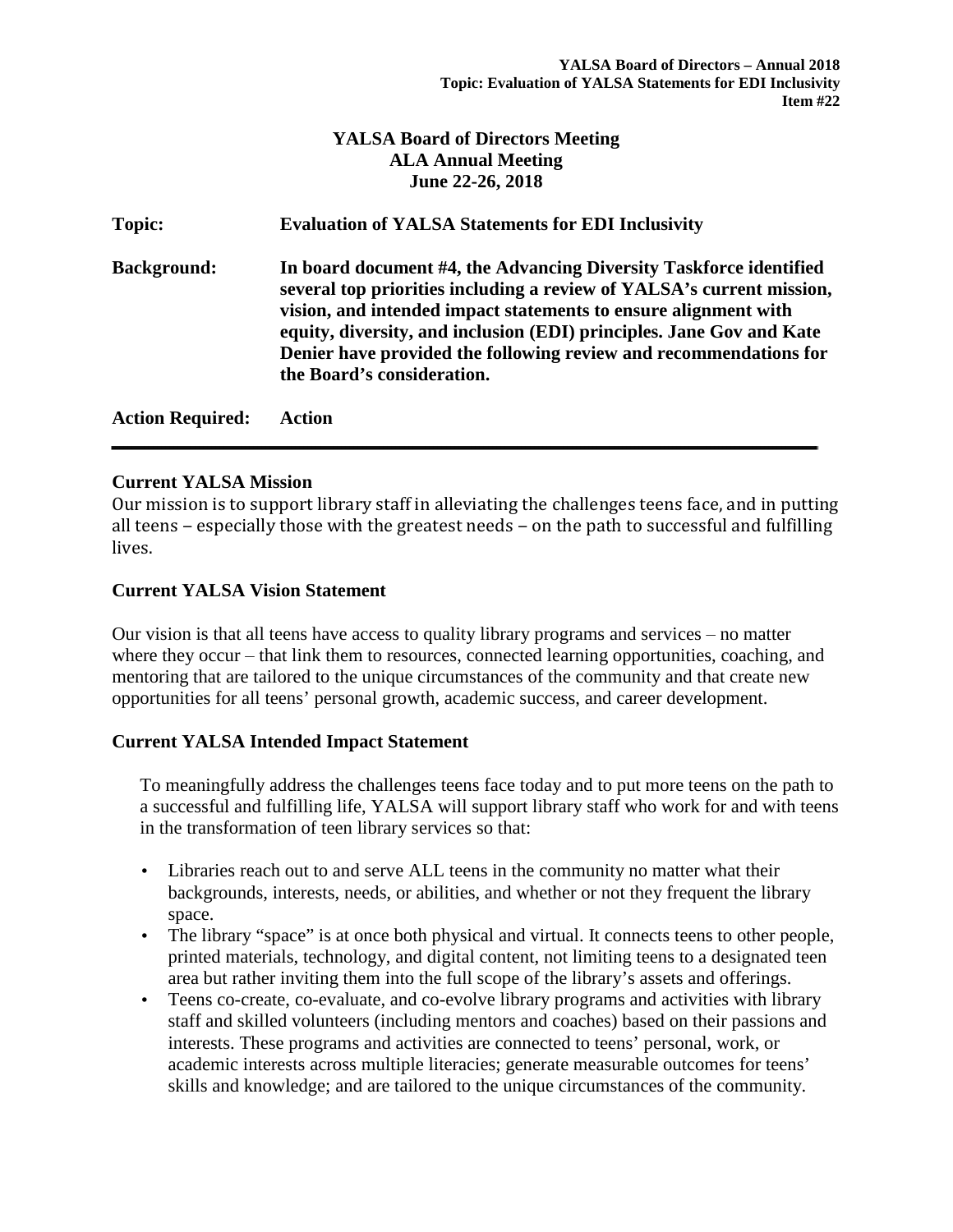# YALSA Board of Directors Meeting
## ALA Annual Meeting
## June 22-26, 2018

| | |
|---|---|
| **Topic:** | **Evaluation of YALSA Statements for EDI Inclusivity** |
| **Background:** | **In board document #4, the Advancing Diversity Taskforce identified several top priorities including a review of YALSA's current mission, vision, and intended impact statements to ensure alignment with equity, diversity, and inclusion (EDI) principles. Jane Gov and Kate Denier have provided the following review and recommendations for the Board's consideration.** |
| **Action Required:** | **Action** |

---

**Current YALSA Mission**

Our mission is to support library staff in alleviating the challenges teens face, and in putting all teens – especially those with the greatest needs – on the path to successful and fulfilling lives.

**Current YALSA Vision Statement**

Our vision is that all teens have access to quality library programs and services – no matter where they occur – that link them to resources, connected learning opportunities, coaching, and mentoring that are tailored to the unique circumstances of the community and that create new opportunities for all teens' personal growth, academic success, and career development.

**Current YALSA Intended Impact Statement**

To meaningfully address the challenges teens face today and to put more teens on the path to a successful and fulfilling life, YALSA will support library staff who work for and with teens in the transformation of teen library services so that:

- Libraries reach out to and serve ALL teens in the community no matter what their backgrounds, interests, needs, or abilities, and whether or not they frequent the library space.
- The library "space" is at once both physical and virtual. It connects teens to other people, printed materials, technology, and digital content, not limiting teens to a designated teen area but rather inviting them into the full scope of the library's assets and offerings.
- Teens co-create, co-evaluate, and co-evolve library programs and activities with library staff and skilled volunteers (including mentors and coaches) based on their passions and interests. These programs and activities are connected to teens' personal, work, or academic interests across multiple literacies; generate measurable outcomes for teens' skills and knowledge; and are tailored to the unique circumstances of the community.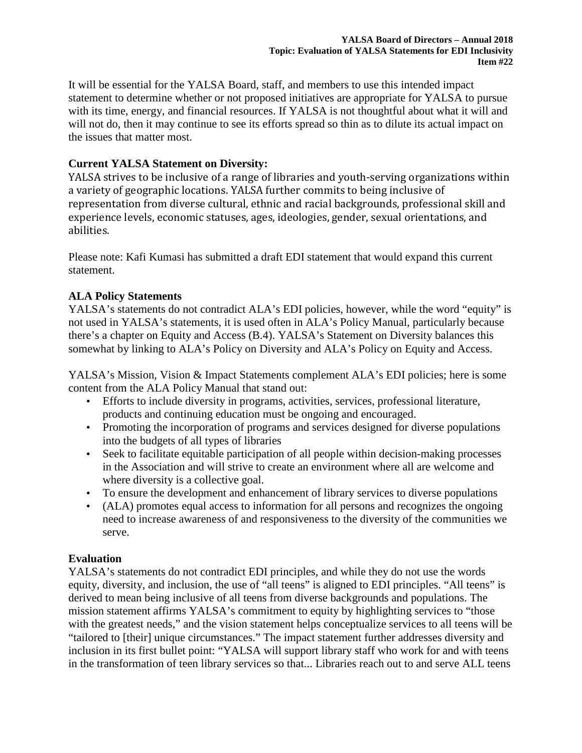It will be essential for the YALSA Board, staff, and members to use this intended impact statement to determine whether or not proposed initiatives are appropriate for YALSA to pursue with its time, energy, and financial resources. If YALSA is not thoughtful about what it will and will not do, then it may continue to see its efforts spread so thin as to dilute its actual impact on the issues that matter most.

**Current YALSA Statement on Diversity:**

YALSA strives to be inclusive of a range of libraries and youth-serving organizations within a variety of geographic locations. YALSA further commits to being inclusive of representation from diverse cultural, ethnic and racial backgrounds, professional skill and experience levels, economic statuses, ages, ideologies, gender, sexual orientations, and abilities.

Please note: Kafi Kumasi has submitted a draft EDI statement that would expand this current statement.

**ALA Policy Statements**

YALSA's statements do not contradict ALA's EDI policies, however, while the word "equity" is not used in YALSA's statements, it is used often in ALA's Policy Manual, particularly because there's a chapter on Equity and Access (B.4). YALSA's Statement on Diversity balances this somewhat by linking to ALA's Policy on Diversity and ALA's Policy on Equity and Access.

YALSA's Mission, Vision & Impact Statements complement ALA's EDI policies; here is some content from the ALA Policy Manual that stand out:

- Efforts to include diversity in programs, activities, services, professional literature, products and continuing education must be ongoing and encouraged.
- Promoting the incorporation of programs and services designed for diverse populations into the budgets of all types of libraries
- Seek to facilitate equitable participation of all people within decision-making processes in the Association and will strive to create an environment where all are welcome and where diversity is a collective goal.
- To ensure the development and enhancement of library services to diverse populations
- (ALA) promotes equal access to information for all persons and recognizes the ongoing need to increase awareness of and responsiveness to the diversity of the communities we serve.

**Evaluation**

YALSA's statements do not contradict EDI principles, and while they do not use the words equity, diversity, and inclusion, the use of "all teens" is aligned to EDI principles. "All teens" is derived to mean being inclusive of all teens from diverse backgrounds and populations. The mission statement affirms YALSA's commitment to equity by highlighting services to "those with the greatest needs," and the vision statement helps conceptualize services to all teens will be "tailored to [their] unique circumstances." The impact statement further addresses diversity and inclusion in its first bullet point: "YALSA will support library staff who work for and with teens in the transformation of teen library services so that... Libraries reach out to and serve ALL teens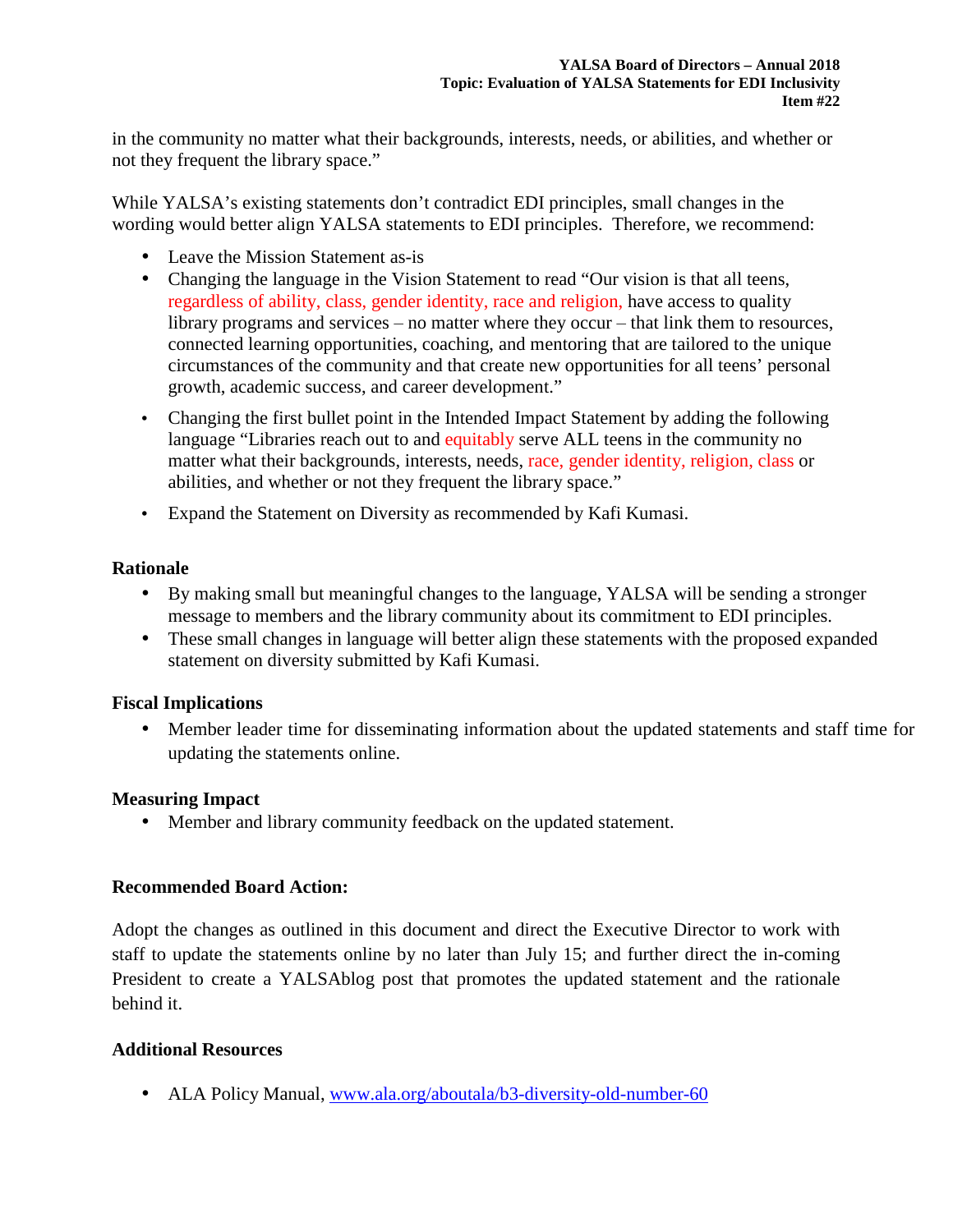in the community no matter what their backgrounds, interests, needs, or abilities, and whether or not they frequent the library space."

While YALSA's existing statements don't contradict EDI principles, small changes in the wording would better align YALSA statements to EDI principles. Therefore, we recommend:

- Leave the Mission Statement as-is
- Changing the language in the Vision Statement to read "Our vision is that all teens, regardless of ability, class, gender identity, race and religion, have access to quality library programs and services – no matter where they occur – that link them to resources, connected learning opportunities, coaching, and mentoring that are tailored to the unique circumstances of the community and that create new opportunities for all teens' personal growth, academic success, and career development."
- Changing the first bullet point in the Intended Impact Statement by adding the following language "Libraries reach out to and equitably serve ALL teens in the community no matter what their backgrounds, interests, needs, race, gender identity, religion, class or abilities, and whether or not they frequent the library space."
- Expand the Statement on Diversity as recommended by Kafi Kumasi.

**Rationale**

- By making small but meaningful changes to the language, YALSA will be sending a stronger message to members and the library community about its commitment to EDI principles.
- These small changes in language will better align these statements with the proposed expanded statement on diversity submitted by Kafi Kumasi.

**Fiscal Implications**

- Member leader time for disseminating information about the updated statements and staff time for updating the statements online.

**Measuring Impact**

- Member and library community feedback on the updated statement.

**Recommended Board Action:**

Adopt the changes as outlined in this document and direct the Executive Director to work with staff to update the statements online by no later than July 15; and further direct the in-coming President to create a YALSAblog post that promotes the updated statement and the rationale behind it.

**Additional Resources**

- ALA Policy Manual, www.ala.org/aboutala/b3-diversity-old-number-60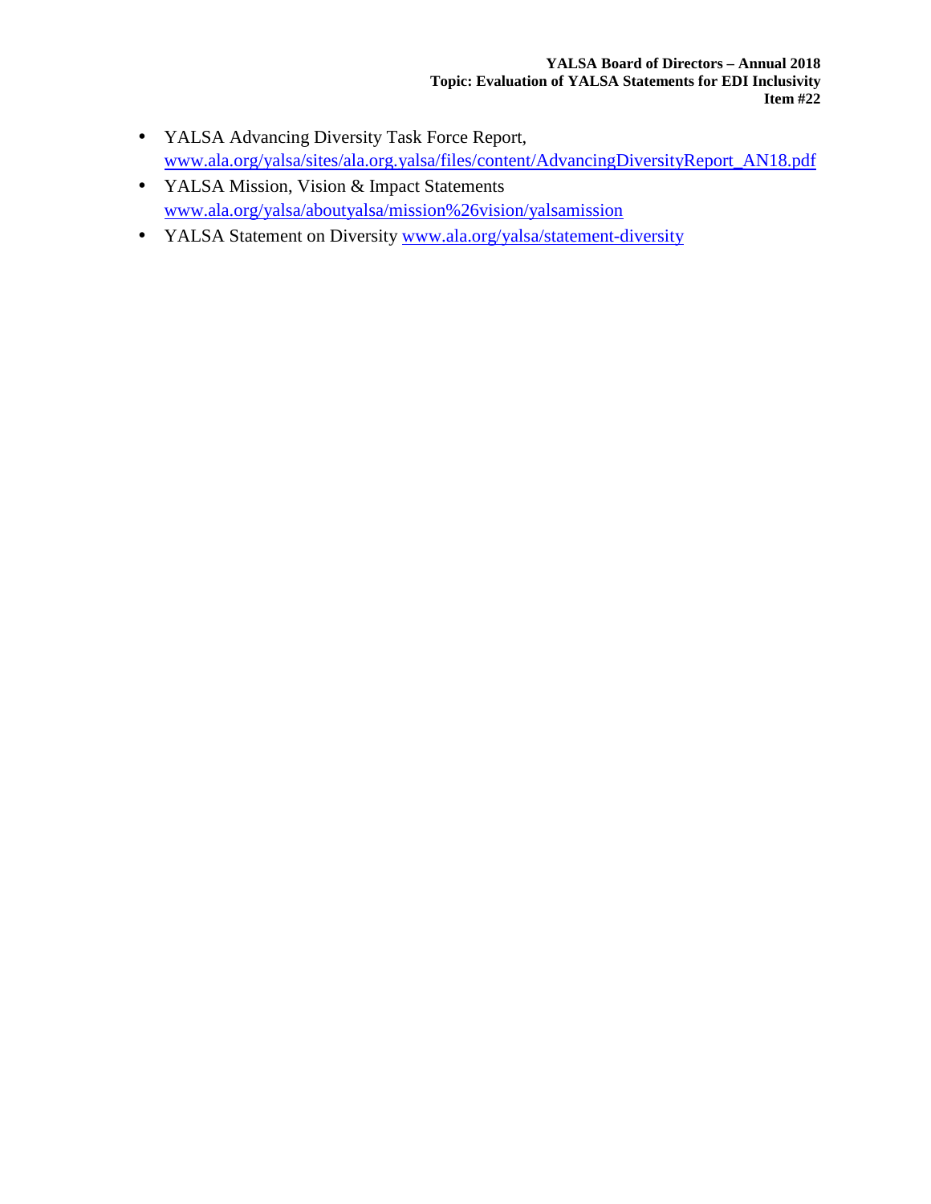- YALSA Advancing Diversity Task Force Report, www.ala.org/yalsa/sites/ala.org.yalsa/files/content/AdvancingDiversityReport_AN18.pdf
- YALSA Mission, Vision & Impact Statements www.ala.org/yalsa/aboutyalsa/mission%26vision/yalsamission
- YALSA Statement on Diversity www.ala.org/yalsa/statement-diversity